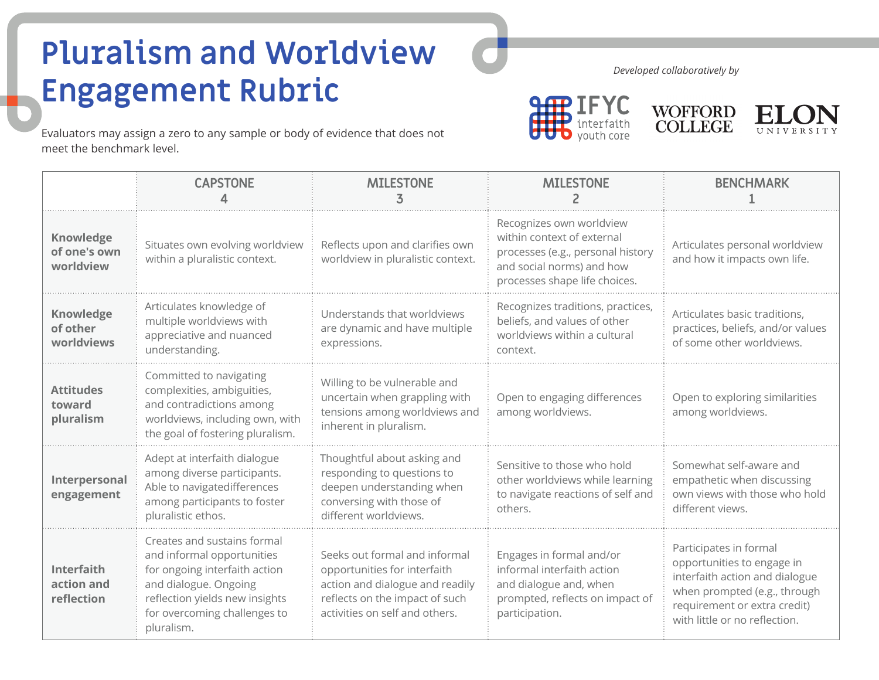# Pluralism and Worldview Engagement Rubric

Evaluators may assign a zero to any sample or body of evidence that does not meet the benchmark level.

*Developed collaboratively by*

IFYC interfaith youth core | WOFFORD COLLEGE | ELON UNIVERSITY

| | CAPSTONE 4 | MILESTONE 3 | MILESTONE 2 | BENCHMARK 1 |
|---|---|---|---|---|
| **Knowledge of one's own worldview** | Situates own evolving worldview within a pluralistic context. | Reflects upon and clarifies own worldview in pluralistic context. | Recognizes own worldview within context of external processes (e.g., personal history and social norms) and how processes shape life choices. | Articulates personal worldview and how it impacts own life. |
| **Knowledge of other worldviews** | Articulates knowledge of multiple worldviews with appreciative and nuanced understanding. | Understands that worldviews are dynamic and have multiple expressions. | Recognizes traditions, practices, beliefs, and values of other worldviews within a cultural context. | Articulates basic traditions, practices, beliefs, and/or values of some other worldviews. |
| **Attitudes toward pluralism** | Committed to navigating complexities, ambiguities, and contradictions among worldviews, including own, with the goal of fostering pluralism. | Willing to be vulnerable and uncertain when grappling with tensions among worldviews and inherent in pluralism. | Open to engaging differences among worldviews. | Open to exploring similarities among worldviews. |
| **Interpersonal engagement** | Adept at interfaith dialogue among diverse participants. Able to navigatedifferences among participants to foster pluralistic ethos. | Thoughtful about asking and responding to questions to deepen understanding when conversing with those of different worldviews. | Sensitive to those who hold other worldviews while learning to navigate reactions of self and others. | Somewhat self-aware and empathetic when discussing own views with those who hold different views. |
| **Interfaith action and reflection** | Creates and sustains formal and informal opportunities for ongoing interfaith action and dialogue. Ongoing reflection yields new insights for overcoming challenges to pluralism. | Seeks out formal and informal opportunities for interfaith action and dialogue and readily reflects on the impact of such activities on self and others. | Engages in formal and/or informal interfaith action and dialogue and, when prompted, reflects on impact of participation. | Participates in formal opportunities to engage in interfaith action and dialogue when prompted (e.g., through requirement or extra credit) with little or no reflection. |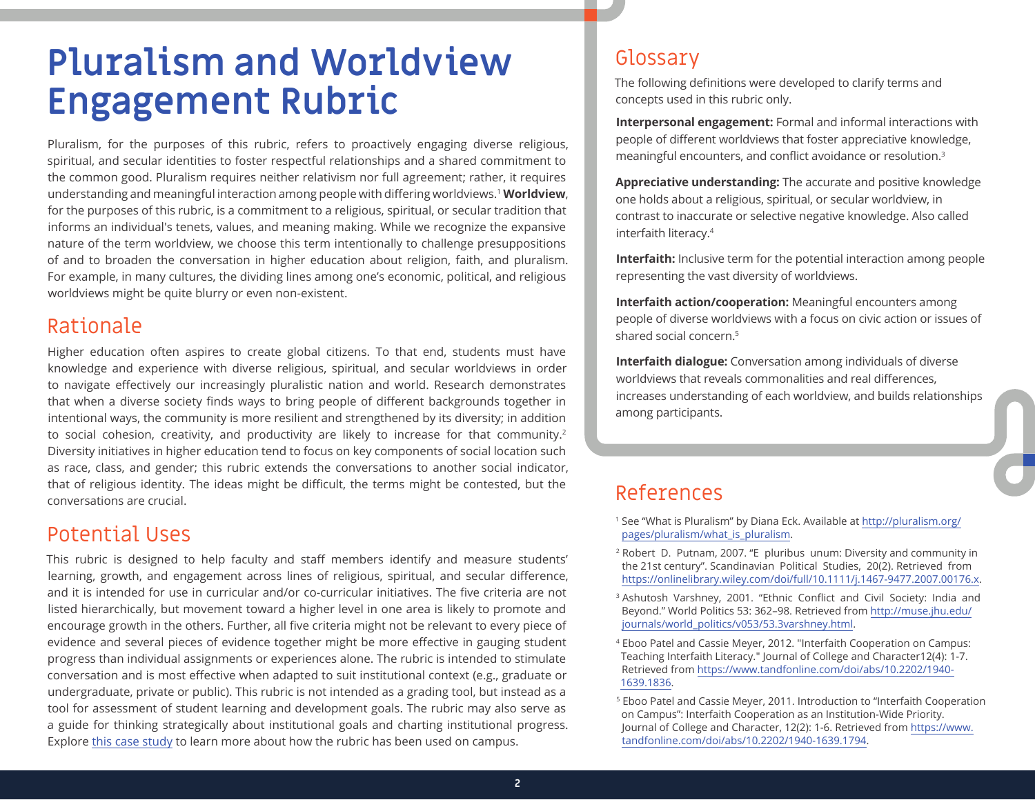# Pluralism and Worldview Engagement Rubric

Pluralism, for the purposes of this rubric, refers to proactively engaging diverse religious, spiritual, and secular identities to foster respectful relationships and a shared commitment to the common good. Pluralism requires neither relativism nor full agreement; rather, it requires understanding and meaningful interaction among people with differing worldviews.[1] **Worldview**, for the purposes of this rubric, is a commitment to a religious, spiritual, or secular tradition that informs an individual's tenets, values, and meaning making. While we recognize the expansive nature of the term worldview, we choose this term intentionally to challenge presuppositions of and to broaden the conversation in higher education about religion, faith, and pluralism. For example, in many cultures, the dividing lines among one's economic, political, and religious worldviews might be quite blurry or even non-existent.

## Rationale

Higher education often aspires to create global citizens. To that end, students must have knowledge and experience with diverse religious, spiritual, and secular worldviews in order to navigate effectively our increasingly pluralistic nation and world. Research demonstrates that when a diverse society finds ways to bring people of different backgrounds together in intentional ways, the community is more resilient and strengthened by its diversity; in addition to social cohesion, creativity, and productivity are likely to increase for that community.[2] Diversity initiatives in higher education tend to focus on key components of social location such as race, class, and gender; this rubric extends the conversations to another social indicator, that of religious identity. The ideas might be difficult, the terms might be contested, but the conversations are crucial.

## Potential Uses

This rubric is designed to help faculty and staff members identify and measure students' learning, growth, and engagement across lines of religious, spiritual, and secular difference, and it is intended for use in curricular and/or co-curricular initiatives. The five criteria are not listed hierarchically, but movement toward a higher level in one area is likely to promote and encourage growth in the others. Further, all five criteria might not be relevant to every piece of evidence and several pieces of evidence together might be more effective in gauging student progress than individual assignments or experiences alone. The rubric is intended to stimulate conversation and is most effective when adapted to suit institutional context (e.g., graduate or undergraduate, private or public). This rubric is not intended as a grading tool, but instead as a tool for assessment of student learning and development goals. The rubric may also serve as a guide for thinking strategically about institutional goals and charting institutional progress. Explore this case study to learn more about how the rubric has been used on campus.

## Glossary

The following definitions were developed to clarify terms and concepts used in this rubric only.

**Interpersonal engagement:** Formal and informal interactions with people of different worldviews that foster appreciative knowledge, meaningful encounters, and conflict avoidance or resolution.[3]

**Appreciative understanding:** The accurate and positive knowledge one holds about a religious, spiritual, or secular worldview, in contrast to inaccurate or selective negative knowledge. Also called interfaith literacy.[4]

**Interfaith:** Inclusive term for the potential interaction among people representing the vast diversity of worldviews.

**Interfaith action/cooperation:** Meaningful encounters among people of diverse worldviews with a focus on civic action or issues of shared social concern.[5]

**Interfaith dialogue:** Conversation among individuals of diverse worldviews that reveals commonalities and real differences, increases understanding of each worldview, and builds relationships among participants.

## References

[1] See "What is Pluralism" by Diana Eck. Available at http://pluralism.org/pages/pluralism/what_is_pluralism.

[2] Robert D. Putnam, 2007. "E pluribus unum: Diversity and community in the 21st century". Scandinavian Political Studies, 20(2). Retrieved from https://onlinelibrary.wiley.com/doi/full/10.1111/j.1467-9477.2007.00176.x.

[3] Ashutosh Varshney, 2001. "Ethnic Conflict and Civil Society: India and Beyond." World Politics 53: 362–98. Retrieved from http://muse.jhu.edu/journals/world_politics/v053/53.3varshney.html.

[4] Eboo Patel and Cassie Meyer, 2012. "Interfaith Cooperation on Campus: Teaching Interfaith Literacy." Journal of College and Character12(4): 1-7. Retrieved from https://www.tandfonline.com/doi/abs/10.2202/1940-1639.1836.

[5] Eboo Patel and Cassie Meyer, 2011. Introduction to "Interfaith Cooperation on Campus": Interfaith Cooperation as an Institution-Wide Priority. Journal of College and Character, 12(2): 1-6. Retrieved from https://www.tandfonline.com/doi/abs/10.2202/1940-1639.1794.